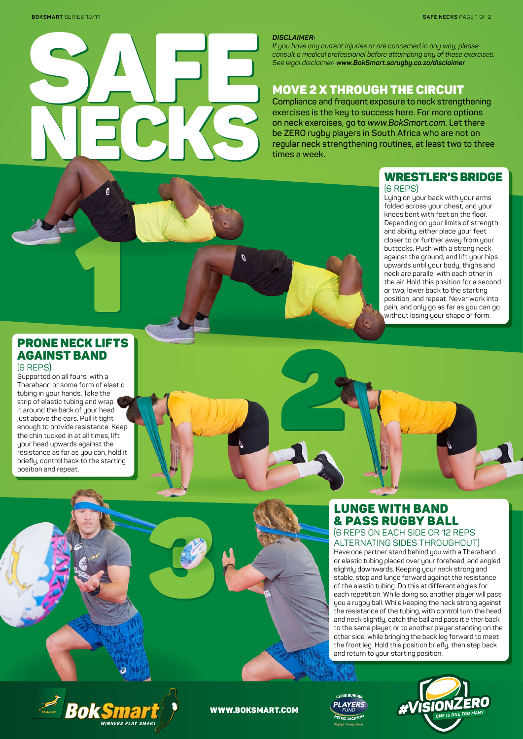# SAFE NECKS

***DISCLAIMER:***
*If you have any current injuries or are concerned in any way, please consult a medical professional before attempting any of these exercises. See legal disclaimer:* ***www.BokSmart.sarugby.co.za/disclaimer***

## MOVE 2 X THROUGH THE CIRCUIT

Compliance and frequent exposure to neck strengthening exercises is the key to success here. For more options on neck exercises, go to *www.BokSmart.com*. Let there be ZERO rugby players in South Africa who are not on regular neck strengthening routines, at least two to three times a week.

## 1

### WRESTLER'S BRIDGE

(6 REPS)

Lying on your back with your arms folded across your chest, and your knees bent with feet on the floor. Depending on your limits of strength and ability, either place your feet closer to or further away from your buttocks. Push with a strong neck against the ground, and lift your hips upwards until your body, thighs and neck are parallel with each other in the air. Hold this position for a second or two, lower back to the starting position, and repeat. Never work into pain, and only go as far as you can go without losing your shape or form.

## 2

### PRONE NECK LIFTS AGAINST BAND

(6 REPS)

Supported on all fours, with a Theraband or some form of elastic tubing in your hands. Take the strip of elastic tubing and wrap it around the back of your head just above the ears. Pull it tight enough to provide resistance. Keep the chin tucked in at all times, lift your head upwards against the resistance as far as you can, hold it briefly, control back to the starting position and repeat.

## 3

### LUNGE WITH BAND & PASS RUGBY BALL

(6 REPS ON EACH SIDE OR 12 REPS ALTERNATING SIDES THROUGHOUT)

Have one partner stand behind you with a Theraband or elastic tubing placed over your forehead, and angled slightly downwards. Keeping your neck strong and stable, step and lunge forward against the resistance of the elastic tubing. Do this at different angles for each repetition. While doing so, another player will pass you a rugby ball. While keeping the neck strong against the resistance of the tubing, with control turn the head and neck slightly, catch the ball and pass it either back to the same player, or to another player standing on the other side, while bringing the back leg forward to meet the front leg. Hold this position briefly, then step back and return to your starting position.

WWW.BOKSMART.COM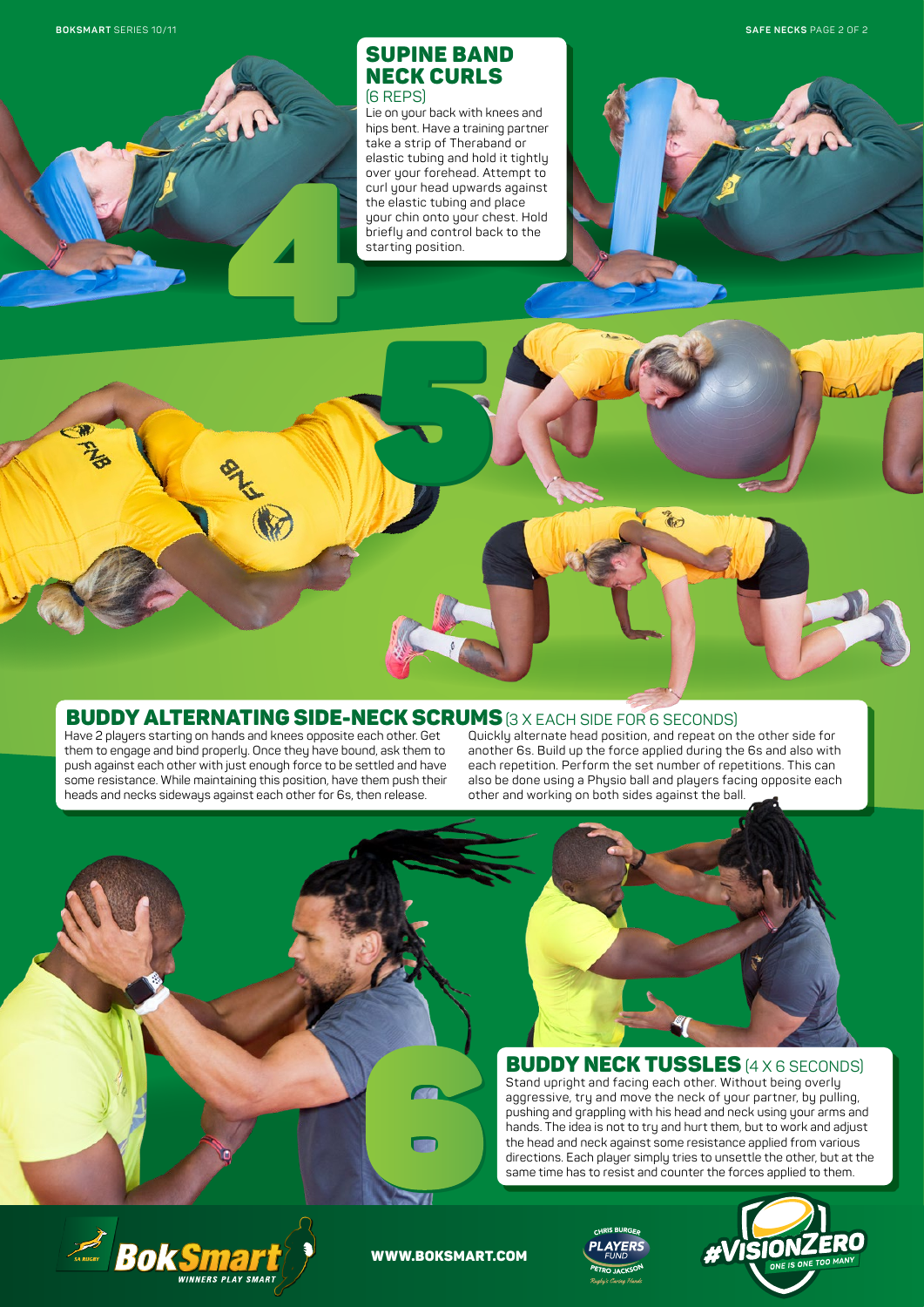## 4 SUPINE BAND NECK CURLS (6 REPS)

Lie on your back with knees and hips bent. Have a training partner take a strip of Theraband or elastic tubing and hold it tightly over your forehead. Attempt to curl your head upwards against the elastic tubing and place your chin onto your chest. Hold briefly and control back to the starting position.

## 5 BUDDY ALTERNATING SIDE-NECK SCRUMS (3 X EACH SIDE FOR 6 SECONDS)

Have 2 players starting on hands and knees opposite each other. Get them to engage and bind properly. Once they have bound, ask them to push against each other with just enough force to be settled and have some resistance. While maintaining this position, have them push their heads and necks sideways against each other for 6s, then release. Quickly alternate head position, and repeat on the other side for another 6s. Build up the force applied during the 6s and also with each repetition. Perform the set number of repetitions. This can also be done using a Physio ball and players facing opposite each other and working on both sides against the ball.

## 6 BUDDY NECK TUSSLES (4 X 6 SECONDS)

Stand upright and facing each other. Without being overly aggressive, try and move the neck of your partner, by pulling, pushing and grappling with his head and neck using your arms and hands. The idea is not to try and hurt them, but to work and adjust the head and neck against some resistance applied from various directions. Each player simply tries to unsettle the other, but at the same time has to resist and counter the forces applied to them.

BokSmart WINNERS PLAY SMART

WWW.BOKSMART.COM

CHRIS BURGER PLAYERS FUND PETRO JACKSON Rugby's Caring Hands

#VISIONZERO ONE IS ONE TOO MANY